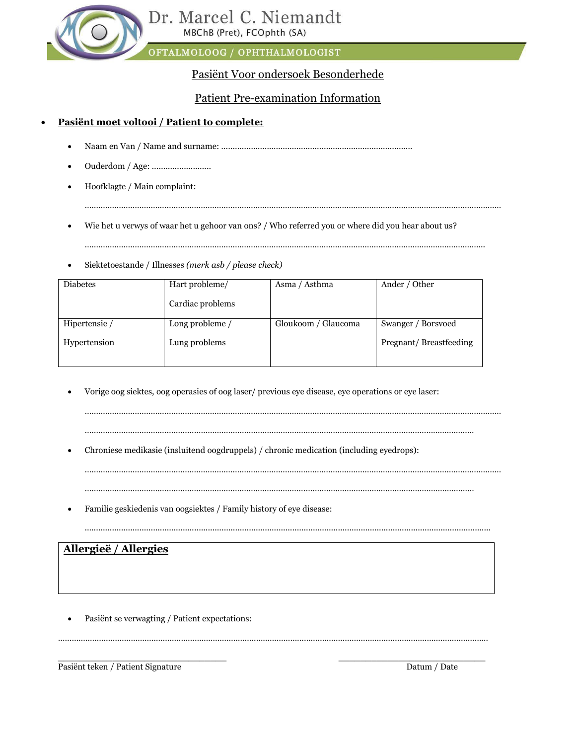# Dr. Marcel C. Niemandt

MBChB (Pret), FCOphth (SA)

OFTALMOLOOG / OPHTHALMOLOGIST

## Pasiënt Voor ondersoek Besonderhede

## Patient Pre-examination Information

- **Pasiënt moet voltooi / Patient to complete:**
  - Naam en Van / Name and surname: ...................................................................................
  - Ouderdom / Age: .........................
  - Hoofklagte / Main complaint:

    ..............................................................................................................................................................
  - Wie het u verwys of waar het u gehoor van ons? / Who referred you or where did you hear about us?

    ..............................................................................................................................................................
  - Siektetoestande / Illnesses *(merk asb / please check)*

| Diabetes | Hart probleme/ Cardiac problems | Asma / Asthma | Ander / Other |
|---|---|---|---|
| Hipertensie / Hypertension | Long probleme / Lung problems | Gloukoom / Glaucoma | Swanger / Borsvoed Pregnant/ Breastfeeding |

  - Vorige oog siektes, oog operasies of oog laser/ previous eye disease, eye operations or eye laser:

    ..............................................................................................................................................................

    ..............................................................................................................................................................
  - Chroniese medikasie (insluitend oogdruppels) / chronic medication (including eyedrops):

    ..............................................................................................................................................................

    ..............................................................................................................................................................
  - Familie geskiedenis van oogsiektes / Family history of eye disease:

    ..............................................................................................................................................................

| **Allergieë / Allergies** |
|---|
| |

- Pasiënt se verwagting / Patient expectations:

..............................................................................................................................................................

\_\_\_\_\_\_\_\_\_\_\_\_\_\_\_\_\_\_\_\_\_\_\_\_\_\_\_\_\_\_\_ Pasiënt teken / Patient Signature

\_\_\_\_\_\_\_\_\_\_\_\_\_\_\_\_\_\_\_\_\_\_\_\_\_\_\_ Datum / Date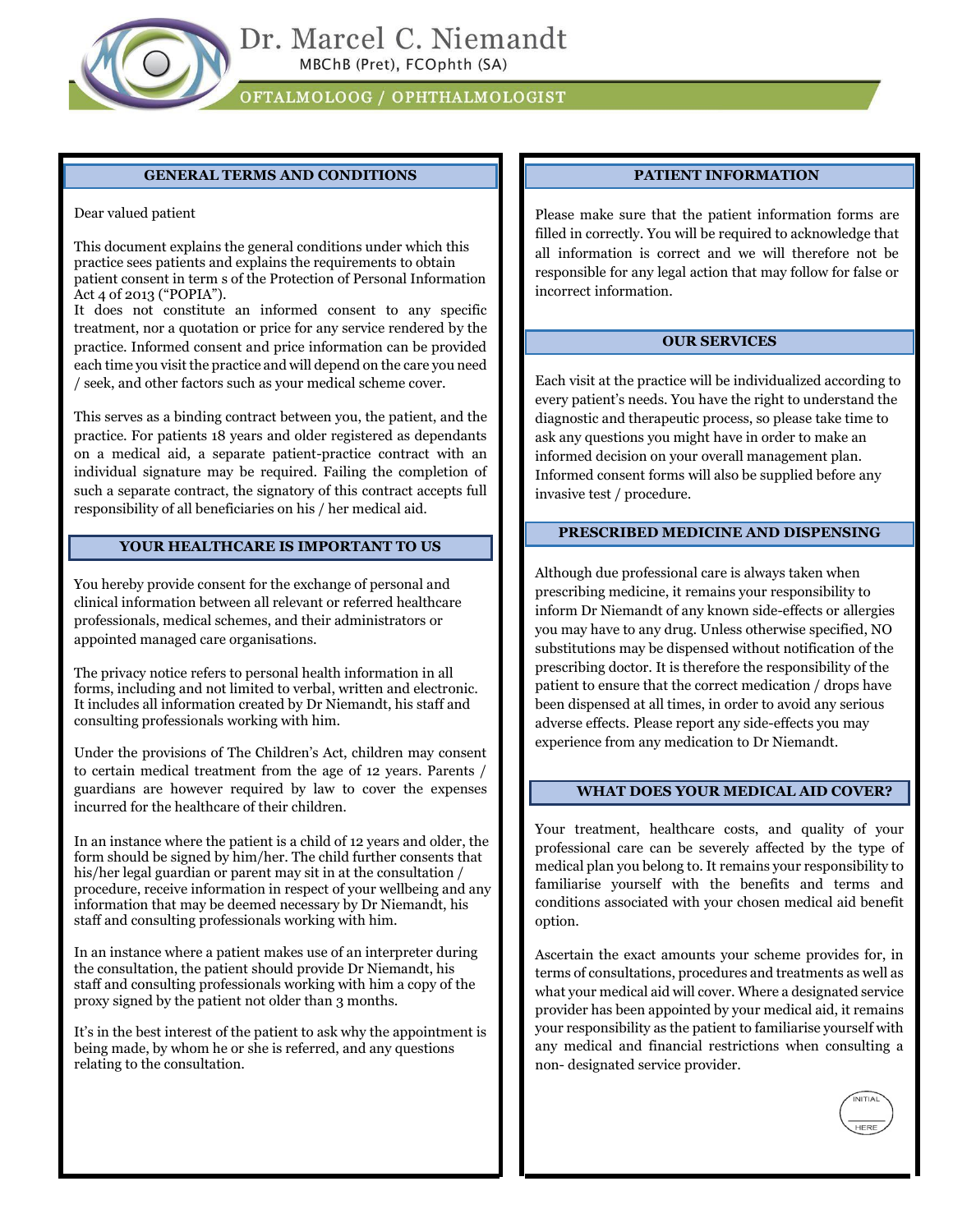# Dr. Marcel C. Niemandt

MBChB (Pret), FCOphth (SA)

OFTALMOLOOG / OPHTHALMOLOGIST

## GENERAL TERMS AND CONDITIONS

Dear valued patient

This document explains the general conditions under which this practice sees patients and explains the requirements to obtain patient consent in term s of the Protection of Personal Information Act 4 of 2013 ("POPIA").
It does not constitute an informed consent to any specific treatment, nor a quotation or price for any service rendered by the practice. Informed consent and price information can be provided each time you visit the practice and will depend on the care you need / seek, and other factors such as your medical scheme cover.

This serves as a binding contract between you, the patient, and the practice. For patients 18 years and older registered as dependants on a medical aid, a separate patient-practice contract with an individual signature may be required. Failing the completion of such a separate contract, the signatory of this contract accepts full responsibility of all beneficiaries on his / her medical aid.

## YOUR HEALTHCARE IS IMPORTANT TO US

You hereby provide consent for the exchange of personal and clinical information between all relevant or referred healthcare professionals, medical schemes, and their administrators or appointed managed care organisations.

The privacy notice refers to personal health information in all forms, including and not limited to verbal, written and electronic. It includes all information created by Dr Niemandt, his staff and consulting professionals working with him.

Under the provisions of The Children's Act, children may consent to certain medical treatment from the age of 12 years. Parents / guardians are however required by law to cover the expenses incurred for the healthcare of their children.

In an instance where the patient is a child of 12 years and older, the form should be signed by him/her. The child further consents that his/her legal guardian or parent may sit in at the consultation / procedure, receive information in respect of your wellbeing and any information that may be deemed necessary by Dr Niemandt, his staff and consulting professionals working with him.

In an instance where a patient makes use of an interpreter during the consultation, the patient should provide Dr Niemandt, his staff and consulting professionals working with him a copy of the proxy signed by the patient not older than 3 months.

It's in the best interest of the patient to ask why the appointment is being made, by whom he or she is referred, and any questions relating to the consultation.

## PATIENT INFORMATION

Please make sure that the patient information forms are filled in correctly. You will be required to acknowledge that all information is correct and we will therefore not be responsible for any legal action that may follow for false or incorrect information.

## OUR SERVICES

Each visit at the practice will be individualized according to every patient's needs. You have the right to understand the diagnostic and therapeutic process, so please take time to ask any questions you might have in order to make an informed decision on your overall management plan. Informed consent forms will also be supplied before any invasive test / procedure.

## PRESCRIBED MEDICINE AND DISPENSING

Although due professional care is always taken when prescribing medicine, it remains your responsibility to inform Dr Niemandt of any known side-effects or allergies you may have to any drug. Unless otherwise specified, NO substitutions may be dispensed without notification of the prescribing doctor. It is therefore the responsibility of the patient to ensure that the correct medication / drops have been dispensed at all times, in order to avoid any serious adverse effects. Please report any side-effects you may experience from any medication to Dr Niemandt.

## WHAT DOES YOUR MEDICAL AID COVER?

Your treatment, healthcare costs, and quality of your professional care can be severely affected by the type of medical plan you belong to. It remains your responsibility to familiarise yourself with the benefits and terms and conditions associated with your chosen medical aid benefit option.

Ascertain the exact amounts your scheme provides for, in terms of consultations, procedures and treatments as well as what your medical aid will cover. Where a designated service provider has been appointed by your medical aid, it remains your responsibility as the patient to familiarise yourself with any medical and financial restrictions when consulting a non- designated service provider.

INITIAL HERE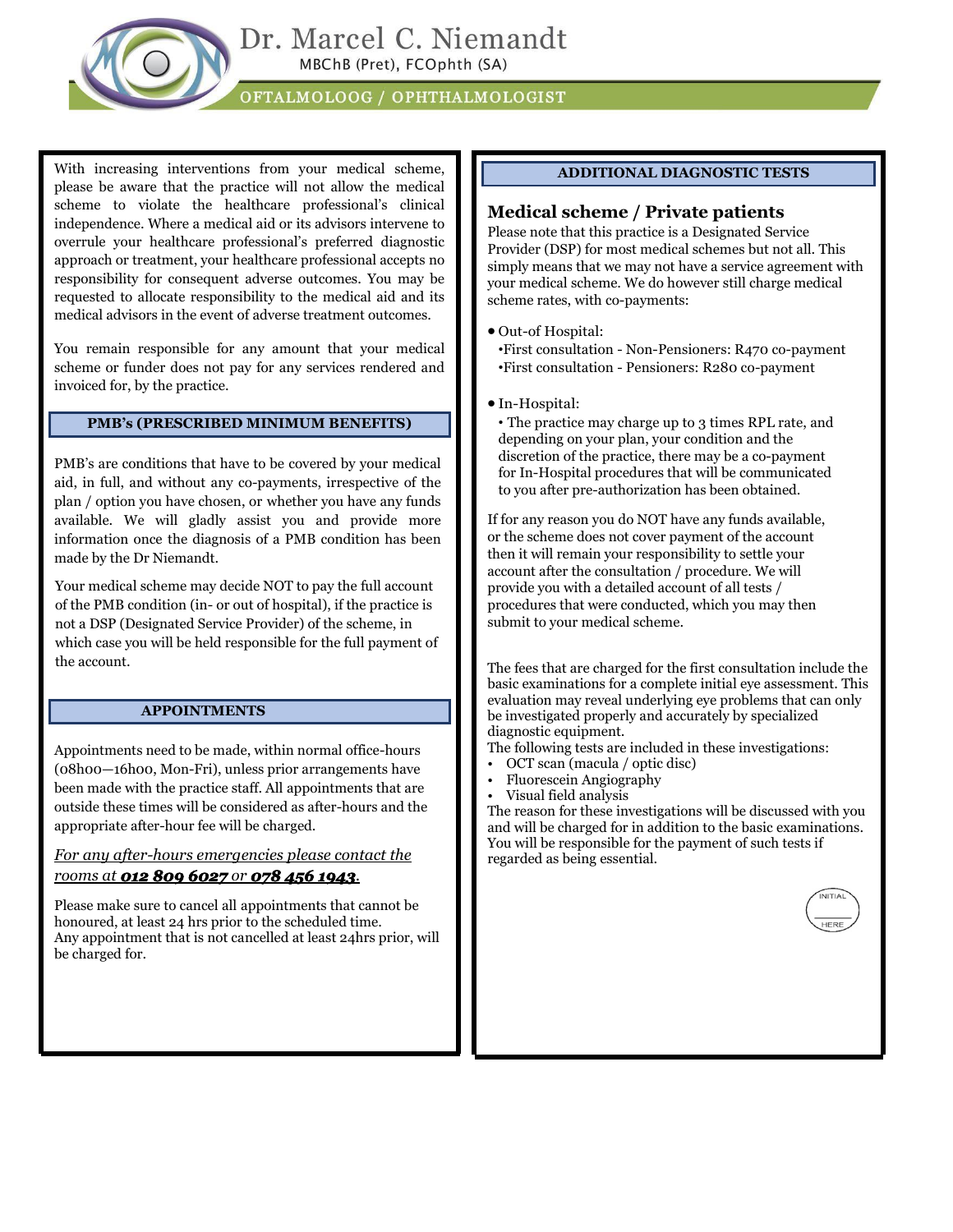# Dr. Marcel C. Niemandt

MBChB (Pret), FCOphth (SA)

OFTALMOLOOG / OPHTHALMOLOGIST

With increasing interventions from your medical scheme, please be aware that the practice will not allow the medical scheme to violate the healthcare professional's clinical independence. Where a medical aid or its advisors intervene to overrule your healthcare professional's preferred diagnostic approach or treatment, your healthcare professional accepts no responsibility for consequent adverse outcomes. You may be requested to allocate responsibility to the medical aid and its medical advisors in the event of adverse treatment outcomes.

You remain responsible for any amount that your medical scheme or funder does not pay for any services rendered and invoiced for, by the practice.

## PMB's (PRESCRIBED MINIMUM BENEFITS)

PMB's are conditions that have to be covered by your medical aid, in full, and without any co-payments, irrespective of the plan / option you have chosen, or whether you have any funds available. We will gladly assist you and provide more information once the diagnosis of a PMB condition has been made by the Dr Niemandt.

Your medical scheme may decide NOT to pay the full account of the PMB condition (in- or out of hospital), if the practice is not a DSP (Designated Service Provider) of the scheme, in which case you will be held responsible for the full payment of the account.

## APPOINTMENTS

Appointments need to be made, within normal office-hours (08h00—16h00, Mon-Fri), unless prior arrangements have been made with the practice staff. All appointments that are outside these times will be considered as after-hours and the appropriate after-hour fee will be charged.

*For any after-hours emergencies please contact the rooms at **012 809 6027** or **078 456 1943**.*

Please make sure to cancel all appointments that cannot be honoured, at least 24 hrs prior to the scheduled time.
Any appointment that is not cancelled at least 24hrs prior, will be charged for.

## ADDITIONAL DIAGNOSTIC TESTS

### Medical scheme / Private patients

Please note that this practice is a Designated Service Provider (DSP) for most medical schemes but not all. This simply means that we may not have a service agreement with your medical scheme. We do however still charge medical scheme rates, with co-payments:

- Out-of Hospital:
  - First consultation - Non-Pensioners: R470 co-payment
  - First consultation - Pensioners: R280 co-payment
- In-Hospital:
  - The practice may charge up to 3 times RPL rate, and depending on your plan, your condition and the discretion of the practice, there may be a co-payment for In-Hospital procedures that will be communicated to you after pre-authorization has been obtained.

If for any reason you do NOT have any funds available, or the scheme does not cover payment of the account then it will remain your responsibility to settle your account after the consultation / procedure. We will provide you with a detailed account of all tests / procedures that were conducted, which you may then submit to your medical scheme.

The fees that are charged for the first consultation include the basic examinations for a complete initial eye assessment. This evaluation may reveal underlying eye problems that can only be investigated properly and accurately by specialized diagnostic equipment.
The following tests are included in these investigations:

- OCT scan (macula / optic disc)
- Fluorescein Angiography
- Visual field analysis

The reason for these investigations will be discussed with you and will be charged for in addition to the basic examinations. You will be responsible for the payment of such tests if regarded as being essential.

INITIAL ______ HERE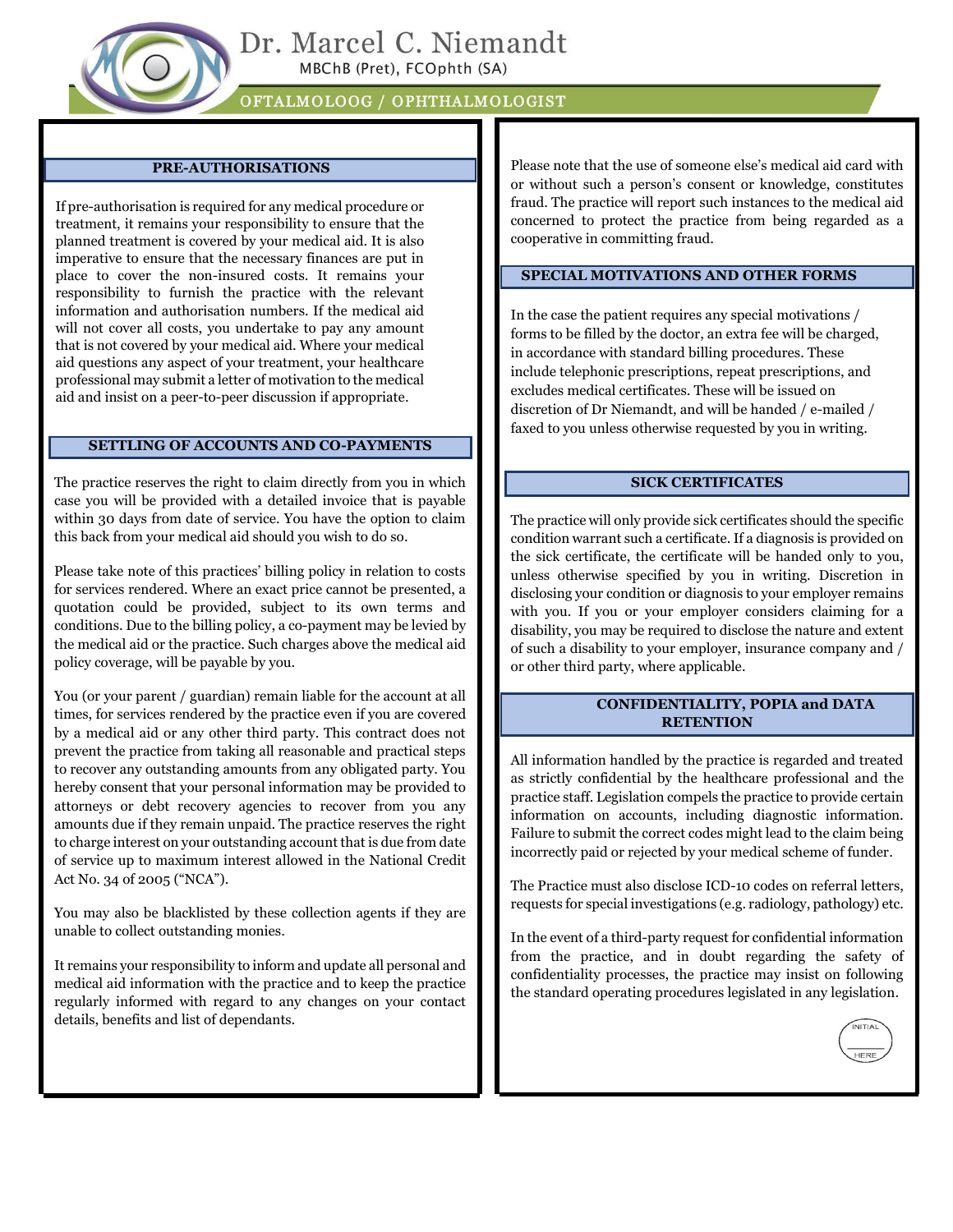## PRE-AUTHORISATIONS

If pre-authorisation is required for any medical procedure or treatment, it remains your responsibility to ensure that the planned treatment is covered by your medical aid. It is also imperative to ensure that the necessary finances are put in place to cover the non-insured costs. It remains your responsibility to furnish the practice with the relevant information and authorisation numbers. If the medical aid will not cover all costs, you undertake to pay any amount that is not covered by your medical aid. Where your medical aid questions any aspect of your treatment, your healthcare professional may submit a letter of motivation to the medical aid and insist on a peer-to-peer discussion if appropriate.

## SETTLING OF ACCOUNTS AND CO-PAYMENTS

The practice reserves the right to claim directly from you in which case you will be provided with a detailed invoice that is payable within 30 days from date of service. You have the option to claim this back from your medical aid should you wish to do so.

Please take note of this practices' billing policy in relation to costs for services rendered. Where an exact price cannot be presented, a quotation could be provided, subject to its own terms and conditions. Due to the billing policy, a co-payment may be levied by the medical aid or the practice. Such charges above the medical aid policy coverage, will be payable by you.

You (or your parent / guardian) remain liable for the account at all times, for services rendered by the practice even if you are covered by a medical aid or any other third party. This contract does not prevent the practice from taking all reasonable and practical steps to recover any outstanding amounts from any obligated party. You hereby consent that your personal information may be provided to attorneys or debt recovery agencies to recover from you any amounts due if they remain unpaid. The practice reserves the right to charge interest on your outstanding account that is due from date of service up to maximum interest allowed in the National Credit Act No. 34 of 2005 ("NCA").

You may also be blacklisted by these collection agents if they are unable to collect outstanding monies.

It remains your responsibility to inform and update all personal and medical aid information with the practice and to keep the practice regularly informed with regard to any changes on your contact details, benefits and list of dependants.

Please note that the use of someone else's medical aid card with or without such a person's consent or knowledge, constitutes fraud. The practice will report such instances to the medical aid concerned to protect the practice from being regarded as a cooperative in committing fraud.

## SPECIAL MOTIVATIONS AND OTHER FORMS

In the case the patient requires any special motivations / forms to be filled by the doctor, an extra fee will be charged, in accordance with standard billing procedures. These include telephonic prescriptions, repeat prescriptions, and excludes medical certificates. These will be issued on discretion of Dr Niemandt, and will be handed / e-mailed / faxed to you unless otherwise requested by you in writing.

## SICK CERTIFICATES

The practice will only provide sick certificates should the specific condition warrant such a certificate. If a diagnosis is provided on the sick certificate, the certificate will be handed only to you, unless otherwise specified by you in writing. Discretion in disclosing your condition or diagnosis to your employer remains with you. If you or your employer considers claiming for a disability, you may be required to disclose the nature and extent of such a disability to your employer, insurance company and / or other third party, where applicable.

## CONFIDENTIALITY, POPIA and DATA RETENTION

All information handled by the practice is regarded and treated as strictly confidential by the healthcare professional and the practice staff. Legislation compels the practice to provide certain information on accounts, including diagnostic information. Failure to submit the correct codes might lead to the claim being incorrectly paid or rejected by your medical scheme of funder.

The Practice must also disclose ICD-10 codes on referral letters, requests for special investigations (e.g. radiology, pathology) etc.

In the event of a third-party request for confidential information from the practice, and in doubt regarding the safety of confidentiality processes, the practice may insist on following the standard operating procedures legislated in any legislation.

INITIAL ____ HERE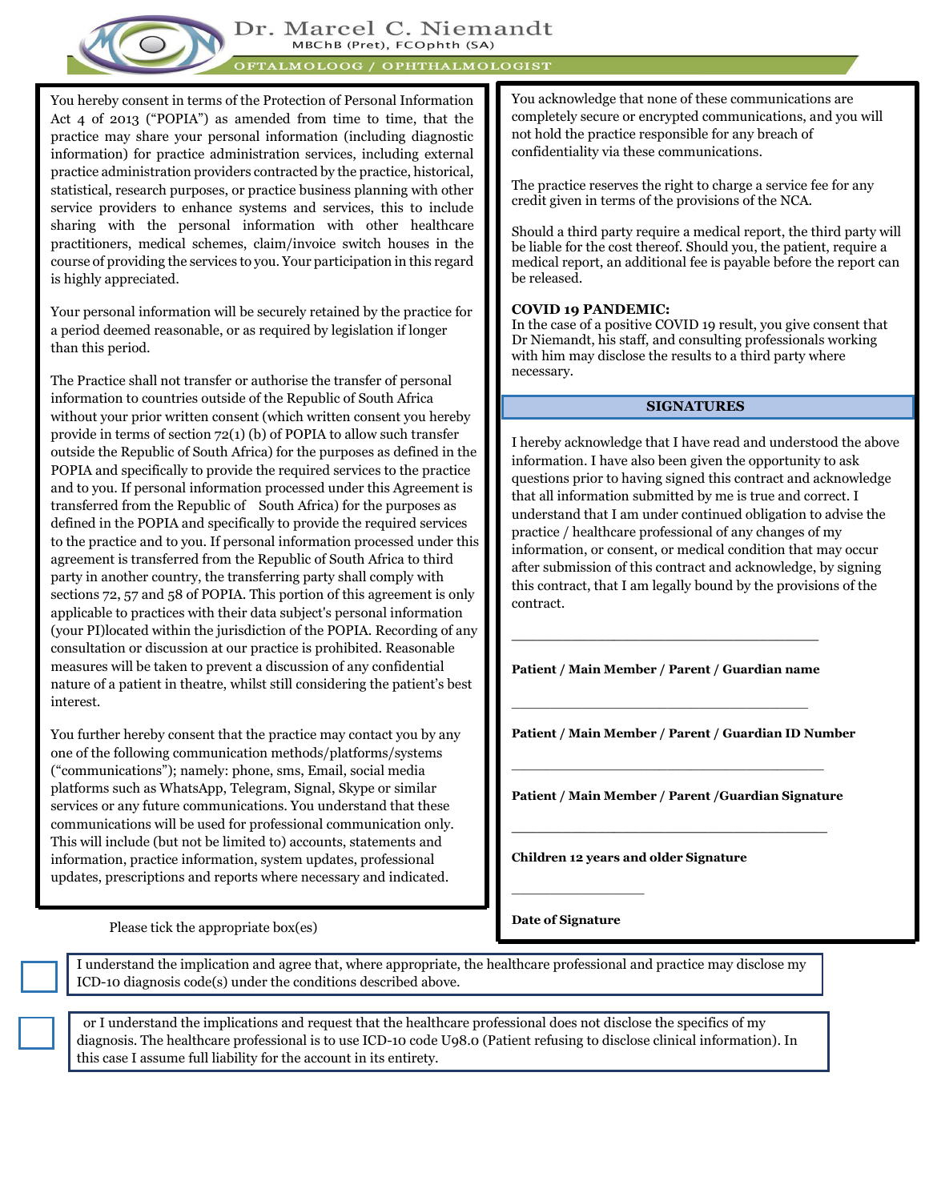You hereby consent in terms of the Protection of Personal Information Act 4 of 2013 ("POPIA") as amended from time to time, that the practice may share your personal information (including diagnostic information) for practice administration services, including external practice administration providers contracted by the practice, historical, statistical, research purposes, or practice business planning with other service providers to enhance systems and services, this to include sharing with the personal information with other healthcare practitioners, medical schemes, claim/invoice switch houses in the course of providing the services to you. Your participation in this regard is highly appreciated.

Your personal information will be securely retained by the practice for a period deemed reasonable, or as required by legislation if longer than this period.

The Practice shall not transfer or authorise the transfer of personal information to countries outside of the Republic of South Africa without your prior written consent (which written consent you hereby provide in terms of section 72(1) (b) of POPIA to allow such transfer outside the Republic of South Africa) for the purposes as defined in the POPIA and specifically to provide the required services to the practice and to you. If personal information processed under this Agreement is transferred from the Republic of South Africa) for the purposes as defined in the POPIA and specifically to provide the required services to the practice and to you. If personal information processed under this agreement is transferred from the Republic of South Africa to third party in another country, the transferring party shall comply with sections 72, 57 and 58 of POPIA. This portion of this agreement is only applicable to practices with their data subject's personal information (your PI)located within the jurisdiction of the POPIA. Recording of any consultation or discussion at our practice is prohibited. Reasonable measures will be taken to prevent a discussion of any confidential nature of a patient in theatre, whilst still considering the patient's best interest.

You further hereby consent that the practice may contact you by any one of the following communication methods/platforms/systems ("communications"); namely: phone, sms, Email, social media platforms such as WhatsApp, Telegram, Signal, Skype or similar services or any future communications. You understand that these communications will be used for professional communication only. This will include (but not be limited to) accounts, statements and information, practice information, system updates, professional updates, prescriptions and reports where necessary and indicated.

You acknowledge that none of these communications are completely secure or encrypted communications, and you will not hold the practice responsible for any breach of confidentiality via these communications.

The practice reserves the right to charge a service fee for any credit given in terms of the provisions of the NCA.

Should a third party require a medical report, the third party will be liable for the cost thereof. Should you, the patient, require a medical report, an additional fee is payable before the report can be released.

**COVID 19 PANDEMIC:**
In the case of a positive COVID 19 result, you give consent that Dr Niemandt, his staff, and consulting professionals working with him may disclose the results to a third party where necessary.

## SIGNATURES

I hereby acknowledge that I have read and understood the above information. I have also been given the opportunity to ask questions prior to having signed this contract and acknowledge that all information submitted by me is true and correct. I understand that I am under continued obligation to advise the practice / healthcare professional of any changes of my information, or consent, or medical condition that may occur after submission of this contract and acknowledge, by signing this contract, that I am legally bound by the provisions of the contract.

\_\_\_\_\_\_\_\_\_\_\_\_\_\_\_\_\_\_\_\_\_\_\_\_\_\_\_\_\_\_\_\_\_\_\_\_\_\_\_\_

**Patient / Main Member / Parent / Guardian name**

\_\_\_\_\_\_\_\_\_\_\_\_\_\_\_\_\_\_\_\_\_\_\_\_\_\_\_\_\_\_\_\_\_\_\_\_\_\_\_\_

**Patient / Main Member / Parent / Guardian ID Number**

\_\_\_\_\_\_\_\_\_\_\_\_\_\_\_\_\_\_\_\_\_\_\_\_\_\_\_\_\_\_\_\_\_\_\_\_\_\_\_\_

**Patient / Main Member / Parent /Guardian Signature**

\_\_\_\_\_\_\_\_\_\_\_\_\_\_\_\_\_\_\_\_\_\_\_\_\_\_\_\_\_\_\_\_\_\_\_\_\_\_\_\_

**Children 12 years and older Signature**

\_\_\_\_\_\_\_\_\_\_\_\_\_\_\_\_\_\_

**Date of Signature**

Please tick the appropriate box(es)

☐ I understand the implication and agree that, where appropriate, the healthcare professional and practice may disclose my ICD-10 diagnosis code(s) under the conditions described above.

☐ or I understand the implications and request that the healthcare professional does not disclose the specifics of my diagnosis. The healthcare professional is to use ICD-10 code U98.0 (Patient refusing to disclose clinical information). In this case I assume full liability for the account in its entirety.